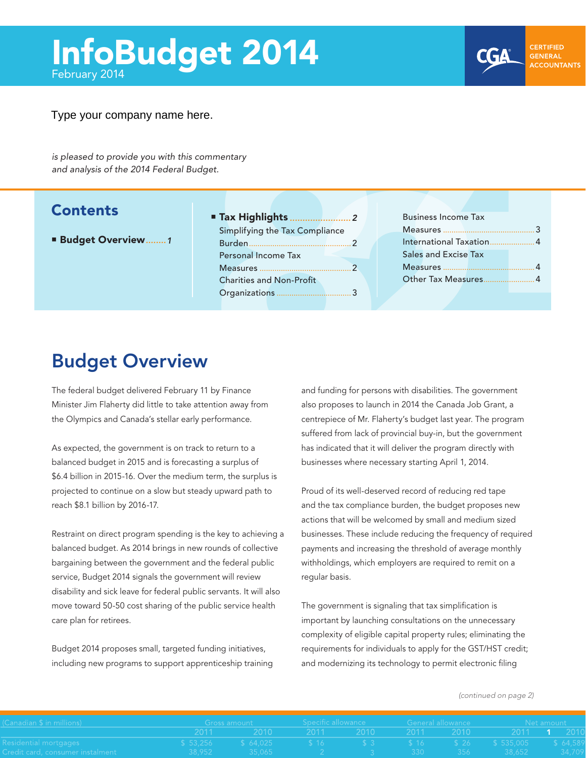# InfoBudget 2014

February 2014

CGA CERTIFIED GENERAL ACCOUNTANTS

Type your company name here.

*is pleased to provide you with this commentary and analysis of the 2014 Federal Budget.*

## Contents

- **Budget Overview** ........ *1*
- **Tax Highlights** ........ *2*
  - Simplifying the Tax Compliance Burden ........ 2
  - Personal Income Tax Measures ........ 2
  - Charities and Non-Profit Organizations ........ 3
  - Business Income Tax Measures ........ 3
  - International Taxation ........ 4
  - Sales and Excise Tax Measures ........ 4
  - Other Tax Measures ........ 4

## Budget Overview

The federal budget delivered February 11 by Finance Minister Jim Flaherty did little to take attention away from the Olympics and Canada's stellar early performance.

As expected, the government is on track to return to a balanced budget in 2015 and is forecasting a surplus of $6.4 billion in 2015-16. Over the medium term, the surplus is projected to continue on a slow but steady upward path to reach $8.1 billion by 2016-17.

Restraint on direct program spending is the key to achieving a balanced budget. As 2014 brings in new rounds of collective bargaining between the government and the federal public service, Budget 2014 signals the government will review disability and sick leave for federal public servants. It will also move toward 50-50 cost sharing of the public service health care plan for retirees.

Budget 2014 proposes small, targeted funding initiatives, including new programs to support apprenticeship training and funding for persons with disabilities. The government also proposes to launch in 2014 the Canada Job Grant, a centrepiece of Mr. Flaherty's budget last year. The program suffered from lack of provincial buy-in, but the government has indicated that it will deliver the program directly with businesses where necessary starting April 1, 2014.

Proud of its well-deserved record of reducing red tape and the tax compliance burden, the budget proposes new actions that will be welcomed by small and medium sized businesses. These include reducing the frequency of required payments and increasing the threshold of average monthly withholdings, which employers are required to remit on a regular basis.

The government is signaling that tax simplification is important by launching consultations on the unnecessary complexity of eligible capital property rules; eliminating the requirements for individuals to apply for the GST/HST credit; and modernizing its technology to permit electronic filing

*(continued on page 2)*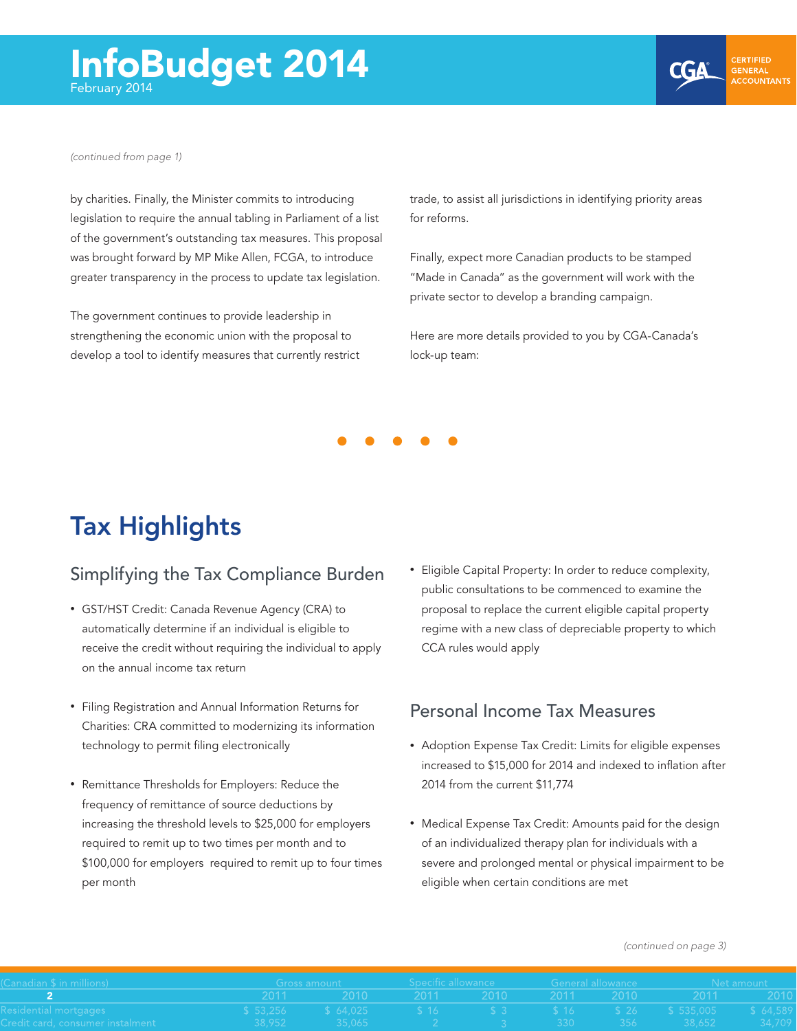*(continued from page 1)*

by charities. Finally, the Minister commits to introducing legislation to require the annual tabling in Parliament of a list of the government's outstanding tax measures. This proposal was brought forward by MP Mike Allen, FCGA, to introduce greater transparency in the process to update tax legislation.

The government continues to provide leadership in strengthening the economic union with the proposal to develop a tool to identify measures that currently restrict trade, to assist all jurisdictions in identifying priority areas for reforms.

Finally, expect more Canadian products to be stamped "Made in Canada" as the government will work with the private sector to develop a branding campaign.

Here are more details provided to you by CGA-Canada's lock-up team:

# Tax Highlights

## Simplifying the Tax Compliance Burden

- GST/HST Credit: Canada Revenue Agency (CRA) to automatically determine if an individual is eligible to receive the credit without requiring the individual to apply on the annual income tax return
- Filing Registration and Annual Information Returns for Charities: CRA committed to modernizing its information technology to permit filing electronically
- Remittance Thresholds for Employers: Reduce the frequency of remittance of source deductions by increasing the threshold levels to $25,000 for employers required to remit up to two times per month and to $100,000 for employers required to remit up to four times per month
- Eligible Capital Property: In order to reduce complexity, public consultations to be commenced to examine the proposal to replace the current eligible capital property regime with a new class of depreciable property to which CCA rules would apply

## Personal Income Tax Measures

- Adoption Expense Tax Credit: Limits for eligible expenses increased to $15,000 for 2014 and indexed to inflation after 2014 from the current $11,774
- Medical Expense Tax Credit: Amounts paid for the design of an individualized therapy plan for individuals with a severe and prolonged mental or physical impairment to be eligible when certain conditions are met

*(continued on page 3)*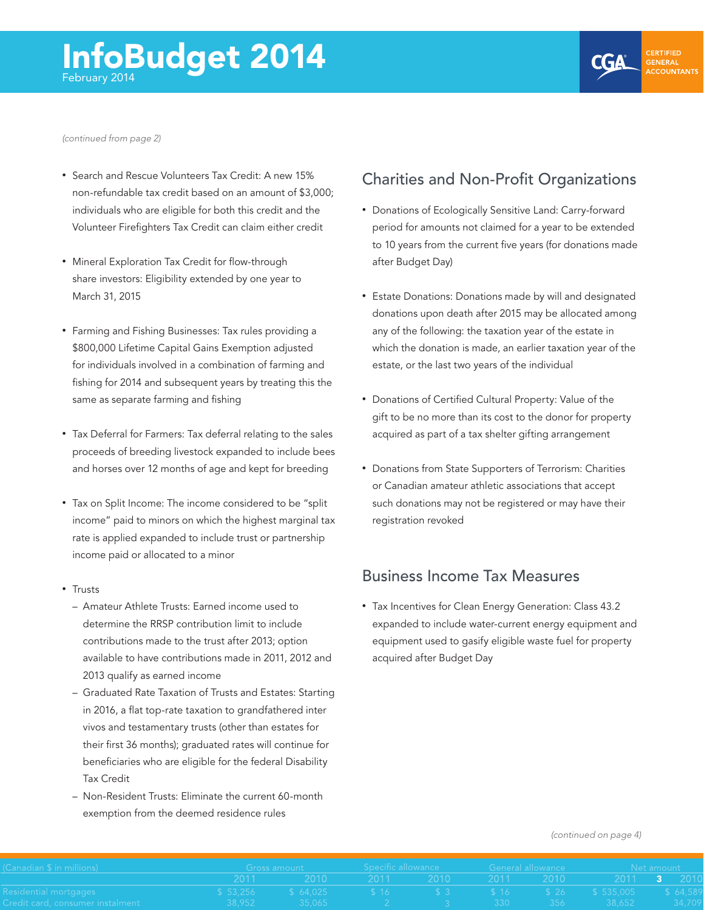*(continued from page 2)*

- Search and Rescue Volunteers Tax Credit: A new 15% non-refundable tax credit based on an amount of $3,000; individuals who are eligible for both this credit and the Volunteer Firefighters Tax Credit can claim either credit
- Mineral Exploration Tax Credit for flow-through share investors: Eligibility extended by one year to March 31, 2015
- Farming and Fishing Businesses: Tax rules providing a $800,000 Lifetime Capital Gains Exemption adjusted for individuals involved in a combination of farming and fishing for 2014 and subsequent years by treating this the same as separate farming and fishing
- Tax Deferral for Farmers: Tax deferral relating to the sales proceeds of breeding livestock expanded to include bees and horses over 12 months of age and kept for breeding
- Tax on Split Income: The income considered to be "split income" paid to minors on which the highest marginal tax rate is applied expanded to include trust or partnership income paid or allocated to a minor
- Trusts
  - Amateur Athlete Trusts: Earned income used to determine the RRSP contribution limit to include contributions made to the trust after 2013; option available to have contributions made in 2011, 2012 and 2013 qualify as earned income
  - Graduated Rate Taxation of Trusts and Estates: Starting in 2016, a flat top-rate taxation to grandfathered inter vivos and testamentary trusts (other than estates for their first 36 months); graduated rates will continue for beneficiaries who are eligible for the federal Disability Tax Credit
  - Non-Resident Trusts: Eliminate the current 60-month exemption from the deemed residence rules

## Charities and Non-Profit Organizations

- Donations of Ecologically Sensitive Land: Carry-forward period for amounts not claimed for a year to be extended to 10 years from the current five years (for donations made after Budget Day)
- Estate Donations: Donations made by will and designated donations upon death after 2015 may be allocated among any of the following: the taxation year of the estate in which the donation is made, an earlier taxation year of the estate, or the last two years of the individual
- Donations of Certified Cultural Property: Value of the gift to be no more than its cost to the donor for property acquired as part of a tax shelter gifting arrangement
- Donations from State Supporters of Terrorism: Charities or Canadian amateur athletic associations that accept such donations may not be registered or may have their registration revoked

## Business Income Tax Measures

- Tax Incentives for Clean Energy Generation: Class 43.2 expanded to include water-current energy equipment and equipment used to gasify eligible waste fuel for property acquired after Budget Day

*(continued on page 4)*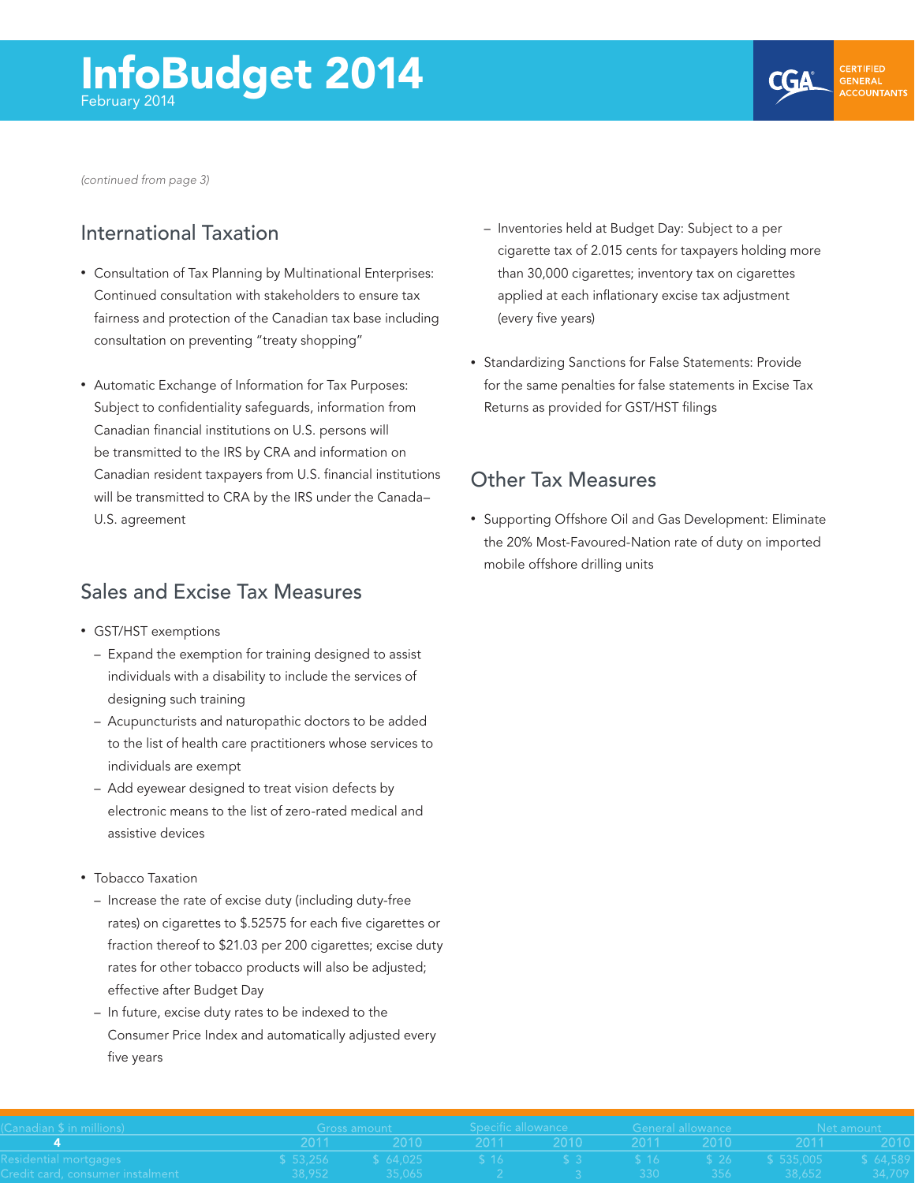*(continued from page 3)*

## International Taxation

- Consultation of Tax Planning by Multinational Enterprises: Continued consultation with stakeholders to ensure tax fairness and protection of the Canadian tax base including consultation on preventing "treaty shopping"

- Automatic Exchange of Information for Tax Purposes: Subject to confidentiality safeguards, information from Canadian financial institutions on U.S. persons will be transmitted to the IRS by CRA and information on Canadian resident taxpayers from U.S. financial institutions will be transmitted to CRA by the IRS under the Canada–U.S. agreement

## Sales and Excise Tax Measures

- GST/HST exemptions
  - Expand the exemption for training designed to assist individuals with a disability to include the services of designing such training
  - Acupuncturists and naturopathic doctors to be added to the list of health care practitioners whose services to individuals are exempt
  - Add eyewear designed to treat vision defects by electronic means to the list of zero-rated medical and assistive devices

- Tobacco Taxation
  - Increase the rate of excise duty (including duty-free rates) on cigarettes to $.52575 for each five cigarettes or fraction thereof to $21.03 per 200 cigarettes; excise duty rates for other tobacco products will also be adjusted; effective after Budget Day
  - In future, excise duty rates to be indexed to the Consumer Price Index and automatically adjusted every five years
  - Inventories held at Budget Day: Subject to a per cigarette tax of 2.015 cents for taxpayers holding more than 30,000 cigarettes; inventory tax on cigarettes applied at each inflationary excise tax adjustment (every five years)

- Standardizing Sanctions for False Statements: Provide for the same penalties for false statements in Excise Tax Returns as provided for GST/HST filings

## Other Tax Measures

- Supporting Offshore Oil and Gas Development: Eliminate the 20% Most-Favoured-Nation rate of duty on imported mobile offshore drilling units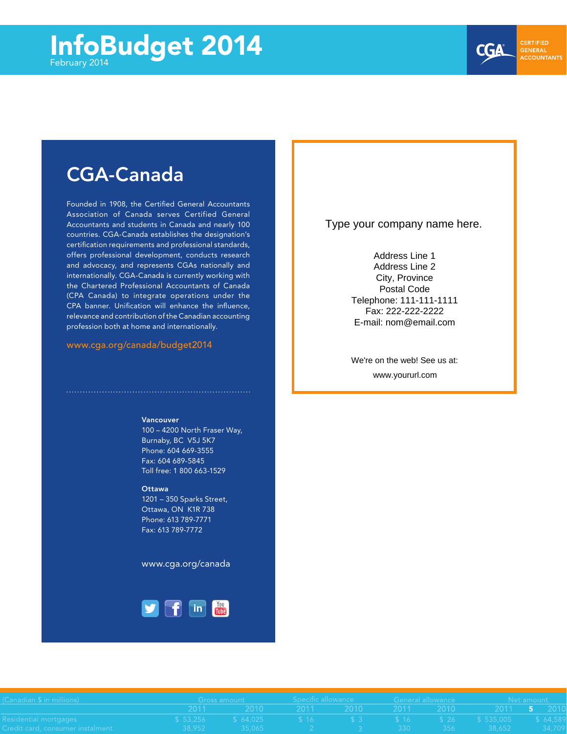# InfoBudget 2014

February 2014

CERTIFIED GENERAL ACCOUNTANTS

## CGA-Canada

Founded in 1908, the Certified General Accountants Association of Canada serves Certified General Accountants and students in Canada and nearly 100 countries. CGA-Canada establishes the designation's certification requirements and professional standards, offers professional development, conducts research and advocacy, and represents CGAs nationally and internationally. CGA-Canada is currently working with the Chartered Professional Accountants of Canada (CPA Canada) to integrate operations under the CPA banner. Unification will enhance the influence, relevance and contribution of the Canadian accounting profession both at home and internationally.

www.cga.org/canada/budget2014

**Vancouver**
100 – 4200 North Fraser Way,
Burnaby, BC V5J 5K7
Phone: 604 669-3555
Fax: 604 689-5845
Toll free: 1 800 663-1529

**Ottawa**
1201 – 350 Sparks Street,
Ottawa, ON K1R 738
Phone: 613 789-7771
Fax: 613 789-7772

www.cga.org/canada

Type your company name here.

Address Line 1
Address Line 2
City, Province
Postal Code
Telephone: 111-111-1111
Fax: 222-222-2222
E-mail: nom@email.com

We're on the web! See us at:

www.yoururl.com

| (Canadian $ in millions) | Gross amount | | Specific allowance | | General allowance | | Net amount | |
|---|---|---|---|---|---|---|---|---|
| | 2011 | 2010 | 2011 | 2010 | 2011 | 2010 | 2011 | 2010 |
| Residential mortgages | $ 53,256 | $ 64,025 | $ 16 | $ 3 | $ 16 | $ 26 | $ 535,005 | $ 64,589 |
| Credit card, consumer instalment | 38,952 | 35,065 | 2 | 3 | 330 | 356 | 38,652 | 34,709 |